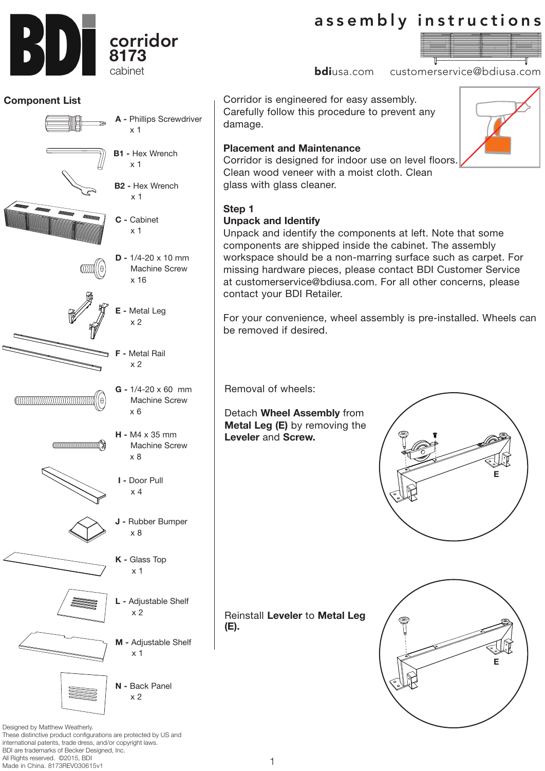# BDI corridor 8173 cabinet

## assembly instructions

**bdi**usa.com customerservice@bdiusa.com

## Component List

**A -** Phillips Screwdriver
x 1

**B1 -** Hex Wrench
x 1

**B2 -** Hex Wrench
x 1

**C -** Cabinet
x 1

**D -** 1/4-20 x 10 mm Machine Screw
x 16

**E -** Metal Leg
x 2

**F -** Metal Rail
x 2

**G -** 1/4-20 x 60 mm Machine Screw
x 6

**H -** M4 x 35 mm Machine Screw
x 8

**I -** Door Pull
x 4

**J -** Rubber Bumper
x 8

**K -** Glass Top
x 1

**L -** Adjustable Shelf
x 2

**M -** Adjustable Shelf
x 1

**N -** Back Panel
x 2

Corridor is engineered for easy assembly. Carefully follow this procedure to prevent any damage.

**Placement and Maintenance**
Corridor is designed for indoor use on level floors. Clean wood veneer with a moist cloth. Clean glass with glass cleaner.

**Step 1**
**Unpack and Identify**
Unpack and identify the components at left. Note that some components are shipped inside the cabinet. The assembly workspace should be a non-marring surface such as carpet. For missing hardware pieces, please contact BDI Customer Service at customerservice@bdiusa.com. For all other concerns, please contact your BDI Retailer.

For your convenience, wheel assembly is pre-installed. Wheels can be removed if desired.

Removal of wheels:

Detach **Wheel Assembly** from **Metal Leg (E)** by removing the **Leveler** and **Screw.**

E

Reinstall **Leveler** to **Metal Leg (E).**

E

Designed by Matthew Weatherly.
These distinctive product configurations are protected by US and international patents, trade dress, and/or copyright laws.
BDI are trademarks of Becker Designed, Inc.
All Rights reserved. ©2015, BDI
Made in China. 8173REV030615v1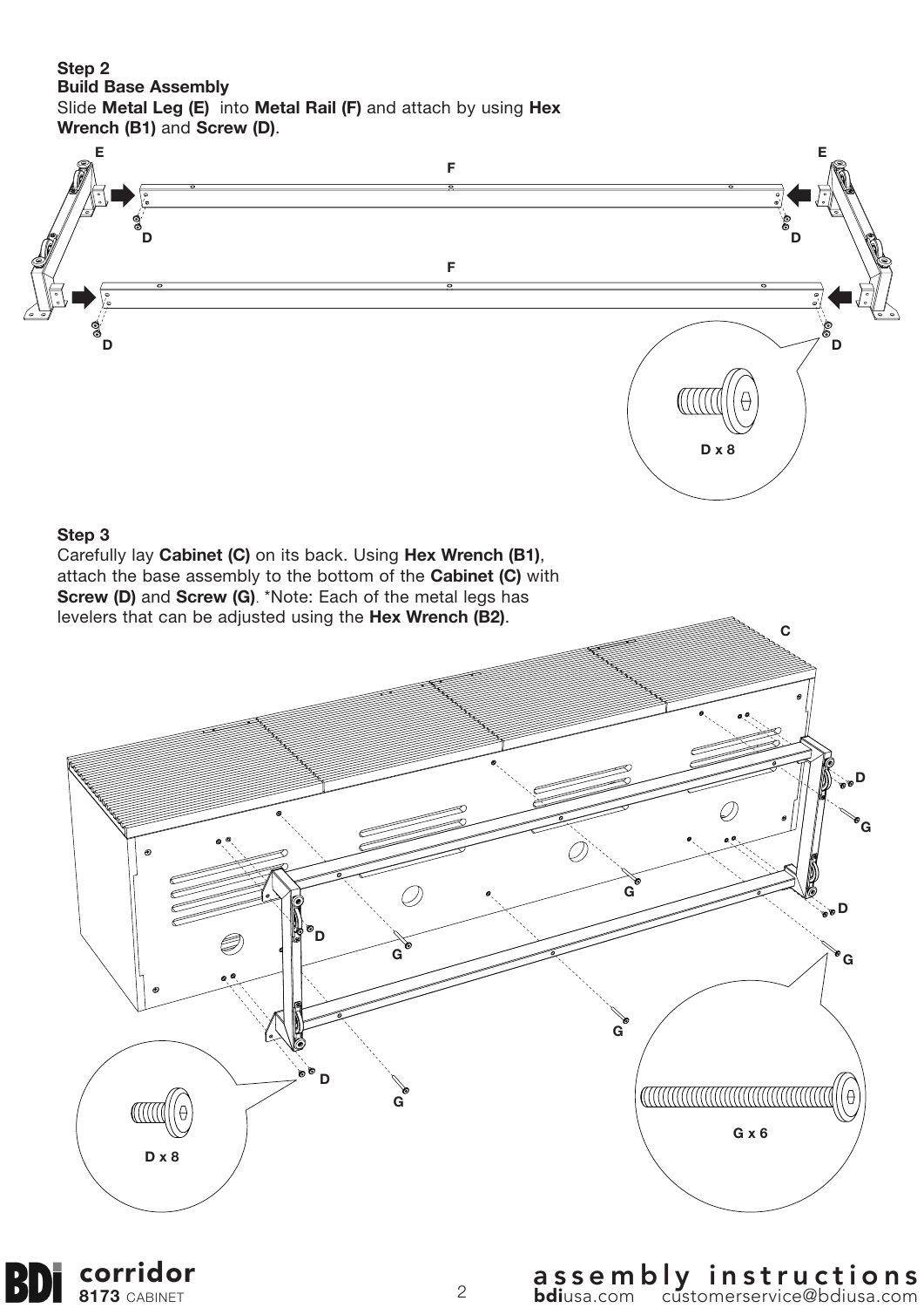## Step 2

### Build Base Assembly

Slide **Metal Leg (E)** into **Metal Rail (F)** and attach by using **Hex Wrench (B1)** and **Screw (D)**.

E E F D D F D D

D x 8

## Step 3

Carefully lay **Cabinet (C)** on its back. Using **Hex Wrench (B1)**, attach the base assembly to the bottom of the **Cabinet (C)** with **Screw (D)** and **Screw (G)**. *Note: Each of the metal legs has levelers that can be adjusted using the **Hex Wrench (B2)**.

C D G G D G D G G D G

D x 8

G x 6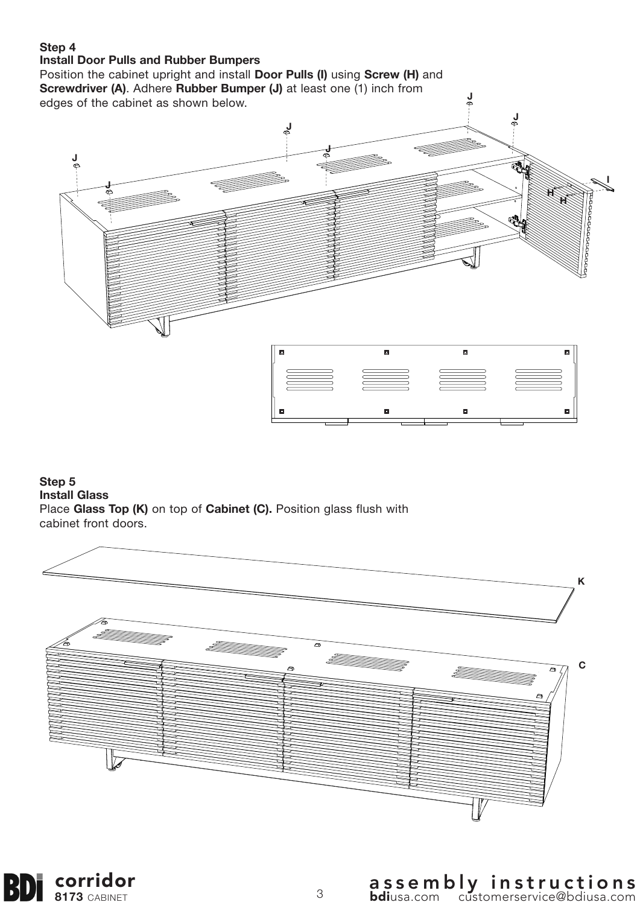**Step 4**
**Install Door Pulls and Rubber Bumpers**
Position the cabinet upright and install **Door Pulls (I)** using **Screw (H)** and **Screwdriver (A)**. Adhere **Rubber Bumper (J)** at least one (1) inch from edges of the cabinet as shown below.

**Step 5**
**Install Glass**
Place **Glass Top (K)** on top of **Cabinet (C).** Position glass flush with cabinet front doors.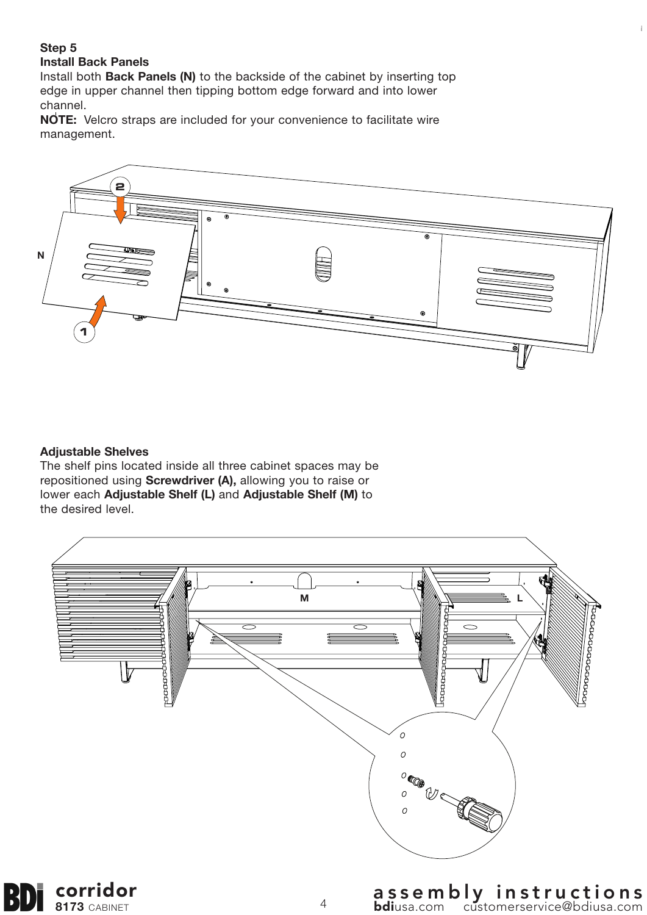**Step 5**
**Install Back Panels**

Install both **Back Panels (N)** to the backside of the cabinet by inserting top edge in upper channel then tipping bottom edge forward and into lower channel.

**NOTE:** Velcro straps are included for your convenience to facilitate wire management.

**Adjustable Shelves**

The shelf pins located inside all three cabinet spaces may be repositioned using **Screwdriver (A),** allowing you to raise or lower each **Adjustable Shelf (L)** and **Adjustable Shelf (M)** to the desired level.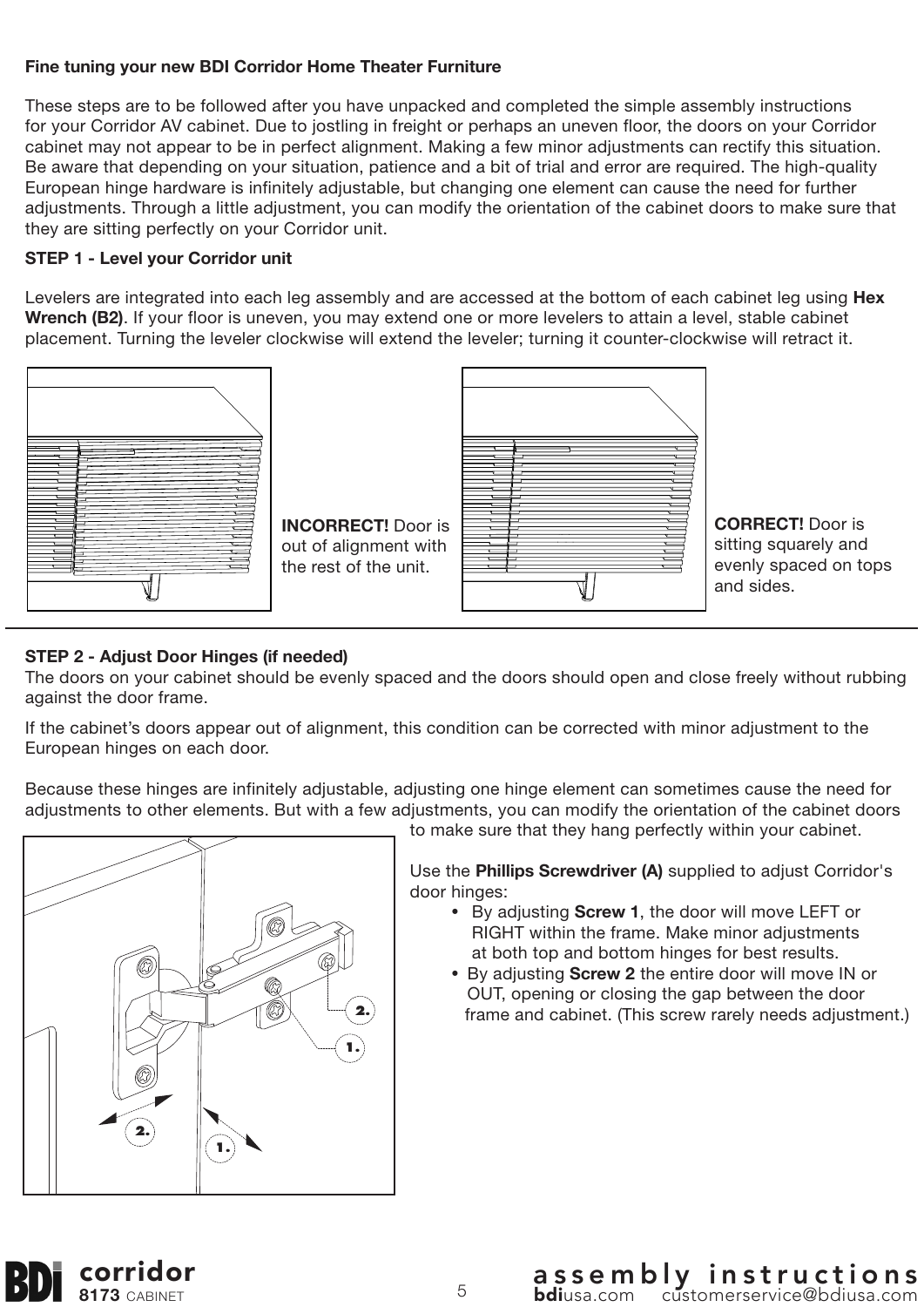**Fine tuning your new BDI Corridor Home Theater Furniture**

These steps are to be followed after you have unpacked and completed the simple assembly instructions for your Corridor AV cabinet. Due to jostling in freight or perhaps an uneven floor, the doors on your Corridor cabinet may not appear to be in perfect alignment. Making a few minor adjustments can rectify this situation. Be aware that depending on your situation, patience and a bit of trial and error are required. The high-quality European hinge hardware is infinitely adjustable, but changing one element can cause the need for further adjustments. Through a little adjustment, you can modify the orientation of the cabinet doors to make sure that they are sitting perfectly on your Corridor unit.

**STEP 1 - Level your Corridor unit**

Levelers are integrated into each leg assembly and are accessed at the bottom of each cabinet leg using **Hex Wrench (B2)**. If your floor is uneven, you may extend one or more levelers to attain a level, stable cabinet placement. Turning the leveler clockwise will extend the leveler; turning it counter-clockwise will retract it.

**INCORRECT!** Door is out of alignment with the rest of the unit.

**CORRECT!** Door is sitting squarely and evenly spaced on tops and sides.

**STEP 2 - Adjust Door Hinges (if needed)**

The doors on your cabinet should be evenly spaced and the doors should open and close freely without rubbing against the door frame.

If the cabinet's doors appear out of alignment, this condition can be corrected with minor adjustment to the European hinges on each door.

Because these hinges are infinitely adjustable, adjusting one hinge element can sometimes cause the need for adjustments to other elements. But with a few adjustments, you can modify the orientation of the cabinet doors to make sure that they hang perfectly within your cabinet.

2.

1.

2.

1.

Use the **Phillips Screwdriver (A)** supplied to adjust Corridor's door hinges:

- By adjusting **Screw 1**, the door will move LEFT or RIGHT within the frame. Make minor adjustments at both top and bottom hinges for best results.
- By adjusting **Screw 2** the entire door will move IN or OUT, opening or closing the gap between the door frame and cabinet. (This screw rarely needs adjustment.)

BDI corridor 8173 CABINET

assembly instructions
bdiusa.com customerservice@bdiusa.com